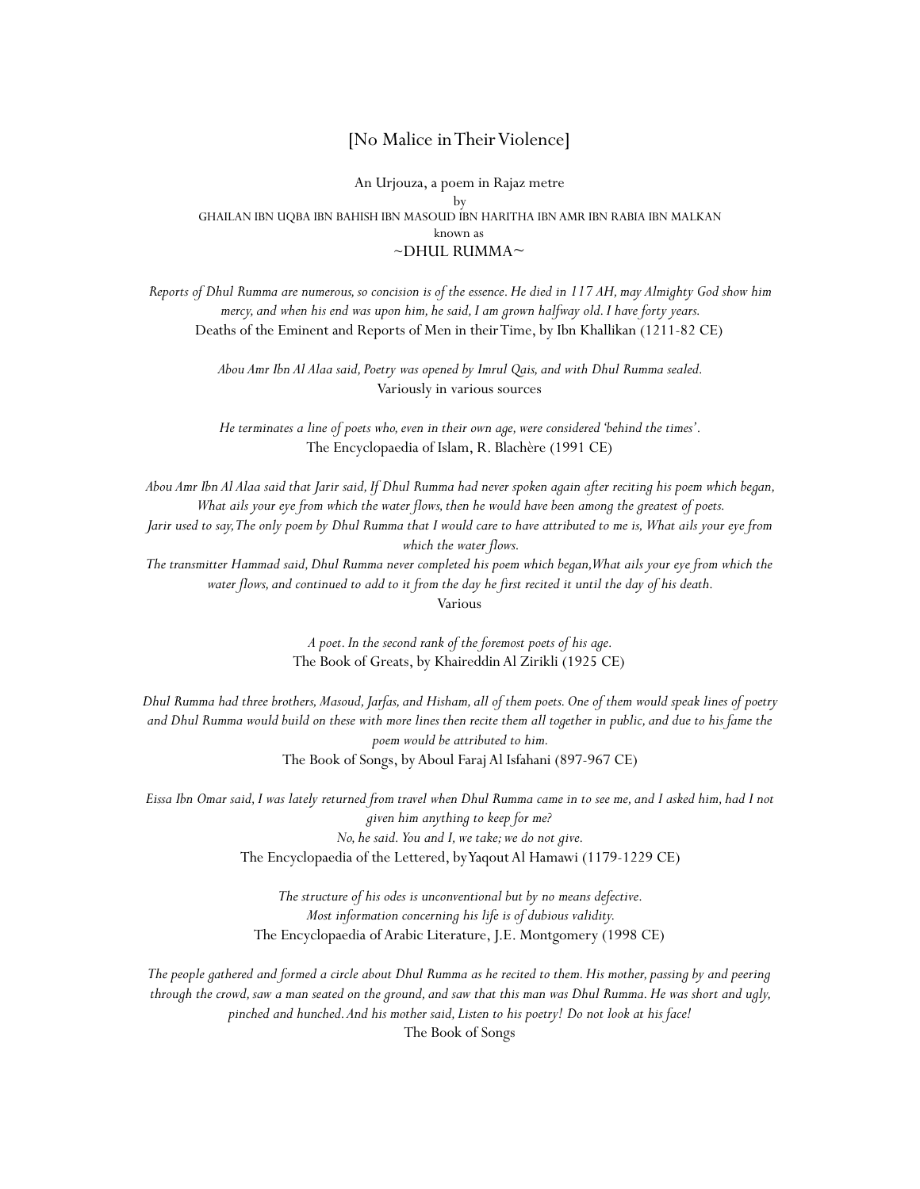# [No Malice in Their Violence]

An Urjouza, a poem in Rajaz metre
by
GHAILAN IBN UQBA IBN BAHISH IBN MASOUD IBN HARITHA IBN AMR IBN RABIA IBN MALKAN
known as
~DHUL RUMMA~

*Reports of Dhul Rumma are numerous, so concision is of the essence. He died in 117 AH, may Almighty God show him mercy, and when his end was upon him, he said, I am grown halfway old. I have forty years.*
Deaths of the Eminent and Reports of Men in their Time, by Ibn Khallikan (1211-82 CE)

*Abou Amr Ibn Al Alaa said, Poetry was opened by Imrul Qais, and with Dhul Rumma sealed.*
Variously in various sources

*He terminates a line of poets who, even in their own age, were considered 'behind the times'.*
The Encyclopaedia of Islam, R. Blachère (1991 CE)

*Abou Amr Ibn Al Alaa said that Jarir said, If Dhul Rumma had never spoken again after reciting his poem which began, What ails your eye from which the water flows, then he would have been among the greatest of poets.*
*Jarir used to say, The only poem by Dhul Rumma that I would care to have attributed to me is, What ails your eye from which the water flows.*
*The transmitter Hammad said, Dhul Rumma never completed his poem which began, What ails your eye from which the water flows, and continued to add to it from the day he first recited it until the day of his death.*
Various

*A poet. In the second rank of the foremost poets of his age.*
The Book of Greats, by Khaireddin Al Zirikli (1925 CE)

*Dhul Rumma had three brothers, Masoud, Jarfas, and Hisham, all of them poets. One of them would speak lines of poetry and Dhul Rumma would build on these with more lines then recite them all together in public, and due to his fame the poem would be attributed to him.*
The Book of Songs, by Aboul Faraj Al Isfahani (897-967 CE)

*Eissa Ibn Omar said, I was lately returned from travel when Dhul Rumma came in to see me, and I asked him, had I not given him anything to keep for me?*
*No, he said. You and I, we take; we do not give.*
The Encyclopaedia of the Lettered, by Yaqout Al Hamawi (1179-1229 CE)

*The structure of his odes is unconventional but by no means defective.*
*Most information concerning his life is of dubious validity.*
The Encyclopaedia of Arabic Literature, J.E. Montgomery (1998 CE)

*The people gathered and formed a circle about Dhul Rumma as he recited to them. His mother, passing by and peering through the crowd, saw a man seated on the ground, and saw that this man was Dhul Rumma. He was short and ugly, pinched and hunched. And his mother said, Listen to his poetry! Do not look at his face!*
The Book of Songs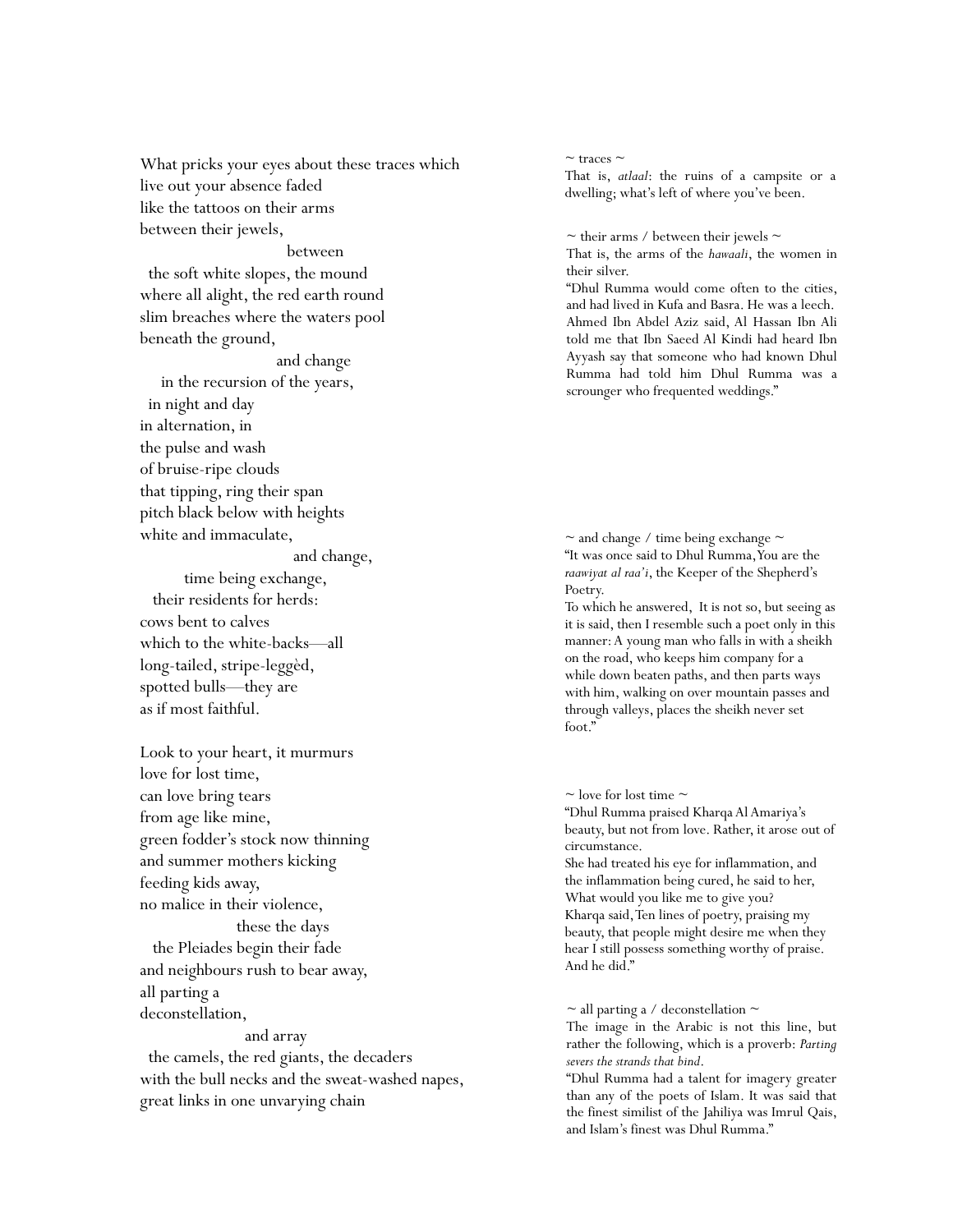What pricks your eyes about these traces which
live out your absence faded
like the tattoos on their arms
between their jewels,

between

the soft white slopes, the mound
where all alight, the red earth round
slim breaches where the waters pool
beneath the ground,

and change

in the recursion of the years,
in night and day
in alternation, in
the pulse and wash
of bruise-ripe clouds
that tipping, ring their span
pitch black below with heights
white and immaculate,

and change,

time being exchange,
their residents for herds:
cows bent to calves
which to the white-backs—all
long-tailed, stripe-leggèd,
spotted bulls—they are
as if most faithful.

Look to your heart, it murmurs
love for lost time,
can love bring tears
from age like mine,
green fodder's stock now thinning
and summer mothers kicking
feeding kids away,
no malice in their violence,

these the days

the Pleiades begin their fade
and neighbours rush to bear away,
all parting a
deconstellation,

and array

the camels, the red giants, the decaders
with the bull necks and the sweat-washed napes,
great links in one unvarying chain

---

~ traces ~
That is, *atlaal*: the ruins of a campsite or a dwelling; what's left of where you've been.

~ their arms / between their jewels ~
That is, the arms of the *hawaali*, the women in their silver.
"Dhul Rumma would come often to the cities, and had lived in Kufa and Basra. He was a leech. Ahmed Ibn Abdel Aziz said, Al Hassan Ibn Ali told me that Ibn Saeed Al Kindi had heard Ibn Ayyash say that someone who had known Dhul Rumma had told him Dhul Rumma was a scrounger who frequented weddings."

~ and change / time being exchange ~
"It was once said to Dhul Rumma, You are the *raawiyat al raa'i*, the Keeper of the Shepherd's Poetry.
To which he answered, It is not so, but seeing as it is said, then I resemble such a poet only in this manner: A young man who falls in with a sheikh on the road, who keeps him company for a while down beaten paths, and then parts ways with him, walking on over mountain passes and through valleys, places the sheikh never set foot."

~ love for lost time ~
"Dhul Rumma praised Kharqa Al Amariya's beauty, but not from love. Rather, it arose out of circumstance.
She had treated his eye for inflammation, and the inflammation being cured, he said to her, What would you like me to give you?
Kharqa said, Ten lines of poetry, praising my beauty, that people might desire me when they hear I still possess something worthy of praise.
And he did."

~ all parting a / deconstellation ~
The image in the Arabic is not this line, but rather the following, which is a proverb: *Parting severs the strands that bind*.
"Dhul Rumma had a talent for imagery greater than any of the poets of Islam. It was said that the finest similist of the Jahiliya was Imrul Qais, and Islam's finest was Dhul Rumma."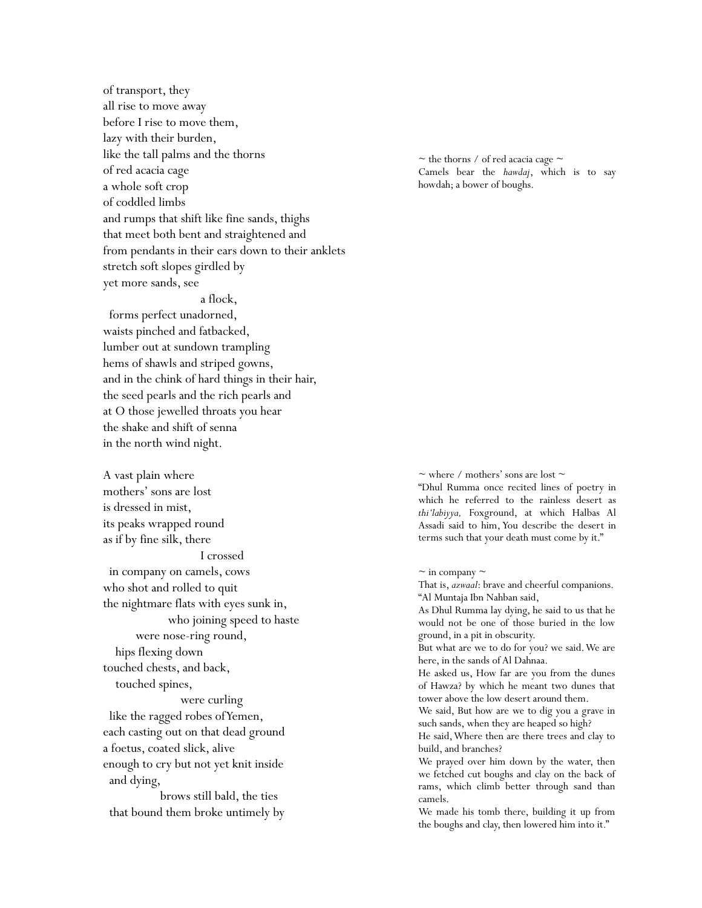of transport, they
all rise to move away
before I rise to move them,
lazy with their burden,
like the tall palms and the thorns
of red acacia cage
a whole soft crop
of coddled limbs
and rumps that shift like fine sands, thighs
that meet both bent and straightened and
from pendants in their ears down to their anklets
stretch soft slopes girdled by
yet more sands, see
                a flock,
  forms perfect unadorned,
waists pinched and fatbacked,
lumber out at sundown trampling
hems of shawls and striped gowns,
and in the chink of hard things in their hair,
the seed pearls and the rich pearls and
at O those jewelled throats you hear
the shake and shift of senna
in the north wind night.

~ the thorns / of red acacia cage ~
Camels bear the *hawdaj*, which is to say howdah; a bower of boughs.

A vast plain where
mothers' sons are lost
is dressed in mist,
its peaks wrapped round
as if by fine silk, there
                I crossed
  in company on camels, cows
who shot and rolled to quit
the nightmare flats with eyes sunk in,
          who joining speed to haste
      were nose-ring round,
   hips flexing down
touched chests, and back,
   touched spines,
            were curling
  like the ragged robes of Yemen,
each casting out on that dead ground
a foetus, coated slick, alive
enough to cry but not yet knit inside
  and dying,
        brows still bald, the ties
  that bound them broke untimely by

~ where / mothers' sons are lost ~
"Dhul Rumma once recited lines of poetry in which he referred to the rainless desert as *thi'labiyya,* Foxground, at which Halbas Al Assadi said to him, You describe the desert in terms such that your death must come by it."

~ in company ~
That is, *azwaal*: brave and cheerful companions.
"Al Muntaja Ibn Nahban said,
As Dhul Rumma lay dying, he said to us that he would not be one of those buried in the low ground, in a pit in obscurity.
But what are we to do for you? we said. We are here, in the sands of Al Dahnaa.
He asked us, How far are you from the dunes of Hawza? by which he meant two dunes that tower above the low desert around them.
We said, But how are we to dig you a grave in such sands, when they are heaped so high?
He said, Where then are there trees and clay to build, and branches?
We prayed over him down by the water, then we fetched cut boughs and clay on the back of rams, which climb better through sand than camels.
We made his tomb there, building it up from the boughs and clay, then lowered him into it."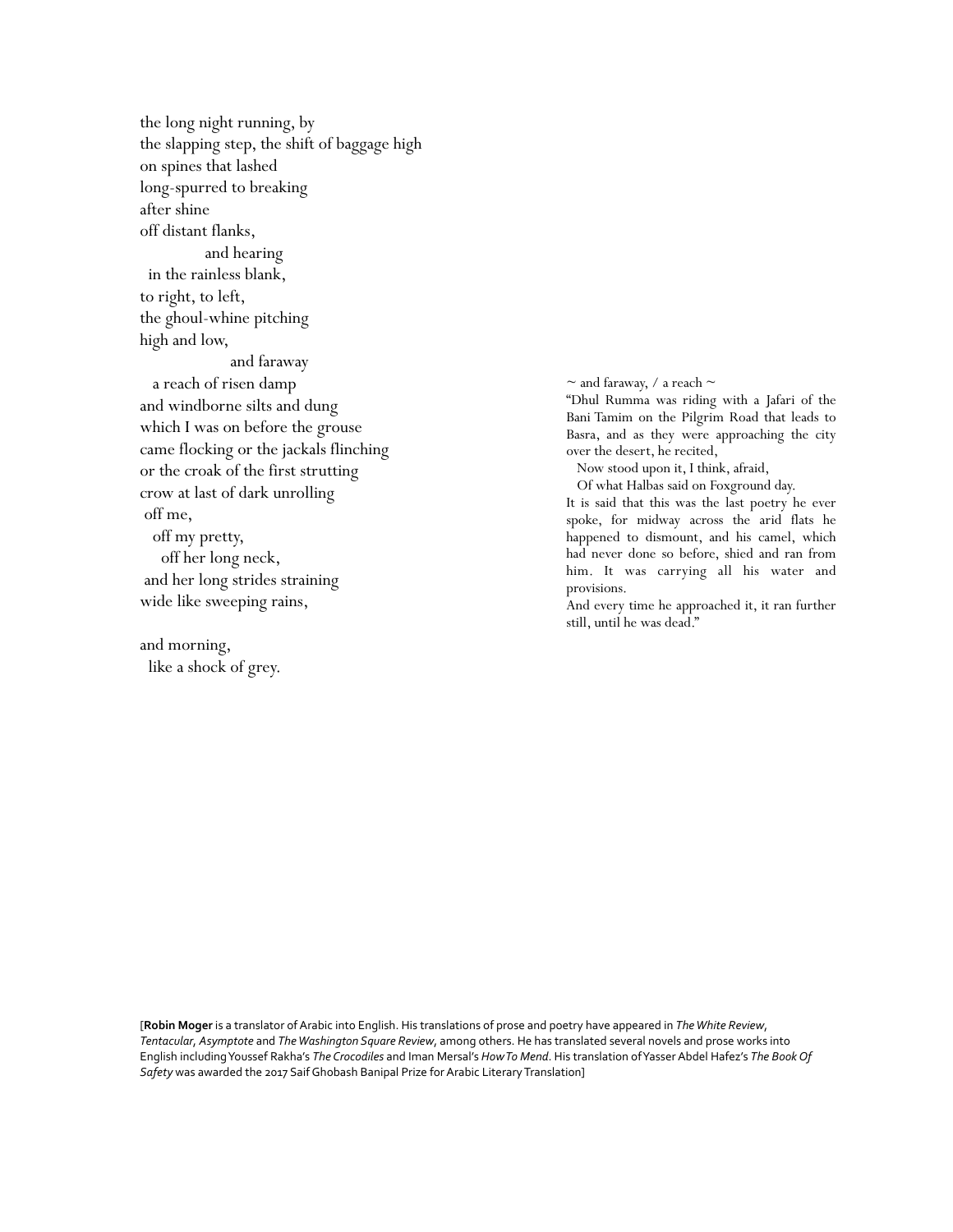the long night running, by
the slapping step, the shift of baggage high
on spines that lashed
long-spurred to breaking
after shine
off distant flanks,
            and hearing
  in the rainless blank,
to right, to left,
the ghoul-whine pitching
high and low,
                  and faraway
   a reach of risen damp
and windborne silts and dung
which I was on before the grouse
came flocking or the jackals flinching
or the croak of the first strutting
crow at last of dark unrolling
 off me,
   off my pretty,
     off her long neck,
 and her long strides straining
wide like sweeping rains,

and morning,
  like a shock of grey.

~ and faraway, / a reach ~

"Dhul Rumma was riding with a Jafari of the Bani Tamim on the Pilgrim Road that leads to Basra, and as they were approaching the city over the desert, he recited,

   Now stood upon it, I think, afraid,
   Of what Halbas said on Foxground day.

It is said that this was the last poetry he ever spoke, for midway across the arid flats he happened to dismount, and his camel, which had never done so before, shied and ran from him. It was carrying all his water and provisions.

And every time he approached it, it ran further still, until he was dead."

[**Robin Moger** is a translator of Arabic into English. His translations of prose and poetry have appeared in *The White Review*, *Tentacular*, *Asymptote* and *The Washington Square Review*, among others. He has translated several novels and prose works into English including Youssef Rakha's *The Crocodiles* and Iman Mersal's *How To Mend*. His translation of Yasser Abdel Hafez's *The Book Of Safety* was awarded the 2017 Saif Ghobash Banipal Prize for Arabic Literary Translation]